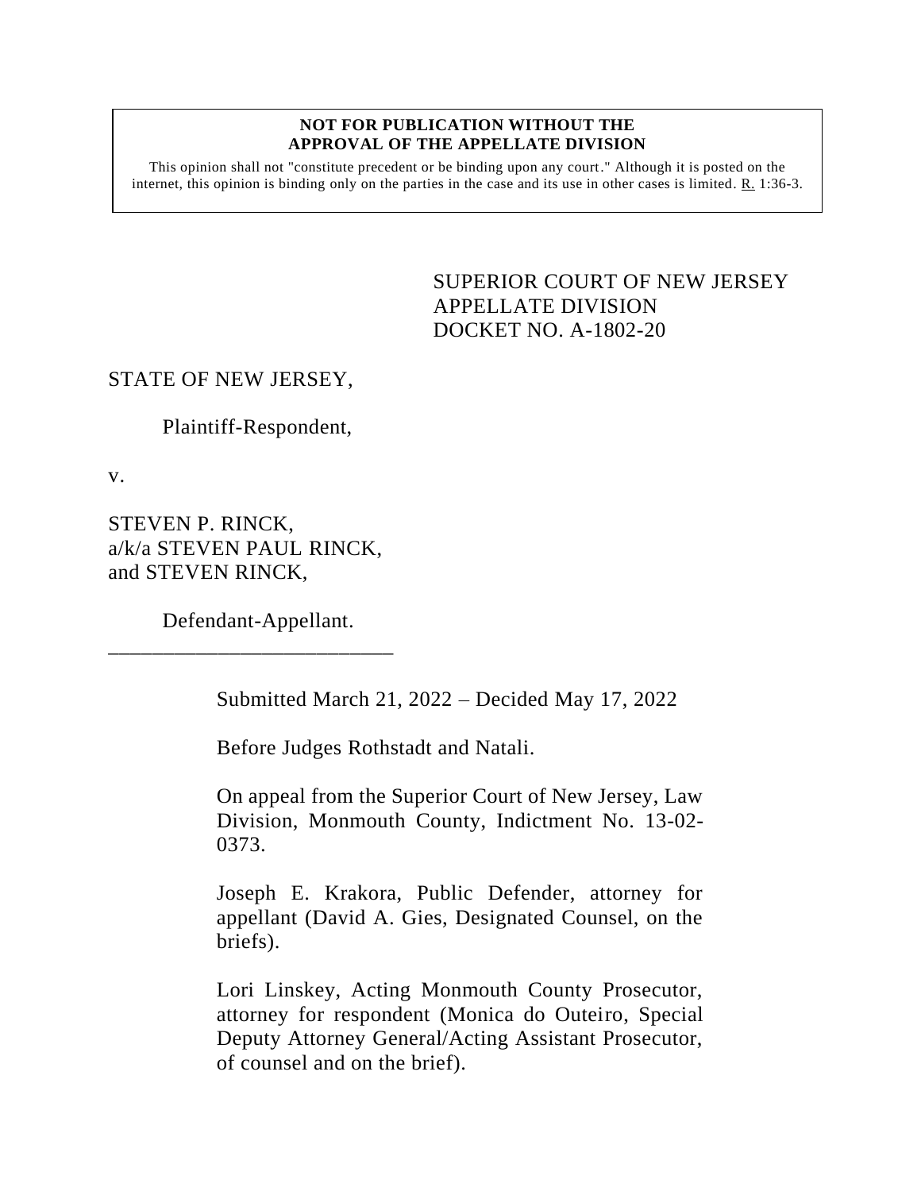**NOT FOR PUBLICATION WITHOUT THE APPROVAL OF THE APPELLATE DIVISION**

This opinion shall not "constitute precedent or be binding upon any court." Although it is posted on the internet, this opinion is binding only on the parties in the case and its use in other cases is limited. R. 1:36-3.

SUPERIOR COURT OF NEW JERSEY
APPELLATE DIVISION
DOCKET NO. A-1802-20

STATE OF NEW JERSEY,

Plaintiff-Respondent,

v.

STEVEN P. RINCK,
a/k/a STEVEN PAUL RINCK,
and STEVEN RINCK,

Defendant-Appellant.

___________________________

Submitted March 21, 2022 – Decided May 17, 2022

Before Judges Rothstadt and Natali.

On appeal from the Superior Court of New Jersey, Law Division, Monmouth County, Indictment No. 13-02-0373.

Joseph E. Krakora, Public Defender, attorney for appellant (David A. Gies, Designated Counsel, on the briefs).

Lori Linskey, Acting Monmouth County Prosecutor, attorney for respondent (Monica do Outeiro, Special Deputy Attorney General/Acting Assistant Prosecutor, of counsel and on the brief).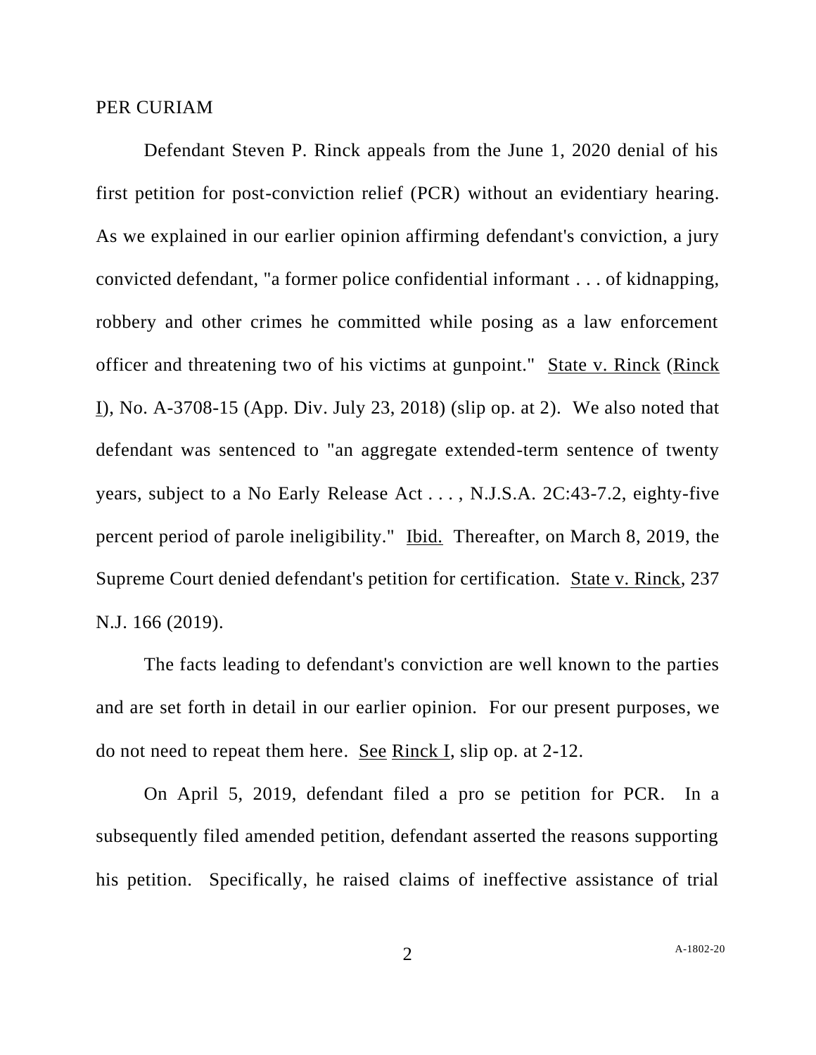PER CURIAM

Defendant Steven P. Rinck appeals from the June 1, 2020 denial of his first petition for post-conviction relief (PCR) without an evidentiary hearing. As we explained in our earlier opinion affirming defendant's conviction, a jury convicted defendant, "a former police confidential informant . . . of kidnapping, robbery and other crimes he committed while posing as a law enforcement officer and threatening two of his victims at gunpoint." State v. Rinck (Rinck I), No. A-3708-15 (App. Div. July 23, 2018) (slip op. at 2). We also noted that defendant was sentenced to "an aggregate extended-term sentence of twenty years, subject to a No Early Release Act . . . , N.J.S.A. 2C:43-7.2, eighty-five percent period of parole ineligibility." Ibid. Thereafter, on March 8, 2019, the Supreme Court denied defendant's petition for certification. State v. Rinck, 237 N.J. 166 (2019).

The facts leading to defendant's conviction are well known to the parties and are set forth in detail in our earlier opinion. For our present purposes, we do not need to repeat them here. See Rinck I, slip op. at 2-12.

On April 5, 2019, defendant filed a pro se petition for PCR. In a subsequently filed amended petition, defendant asserted the reasons supporting his petition. Specifically, he raised claims of ineffective assistance of trial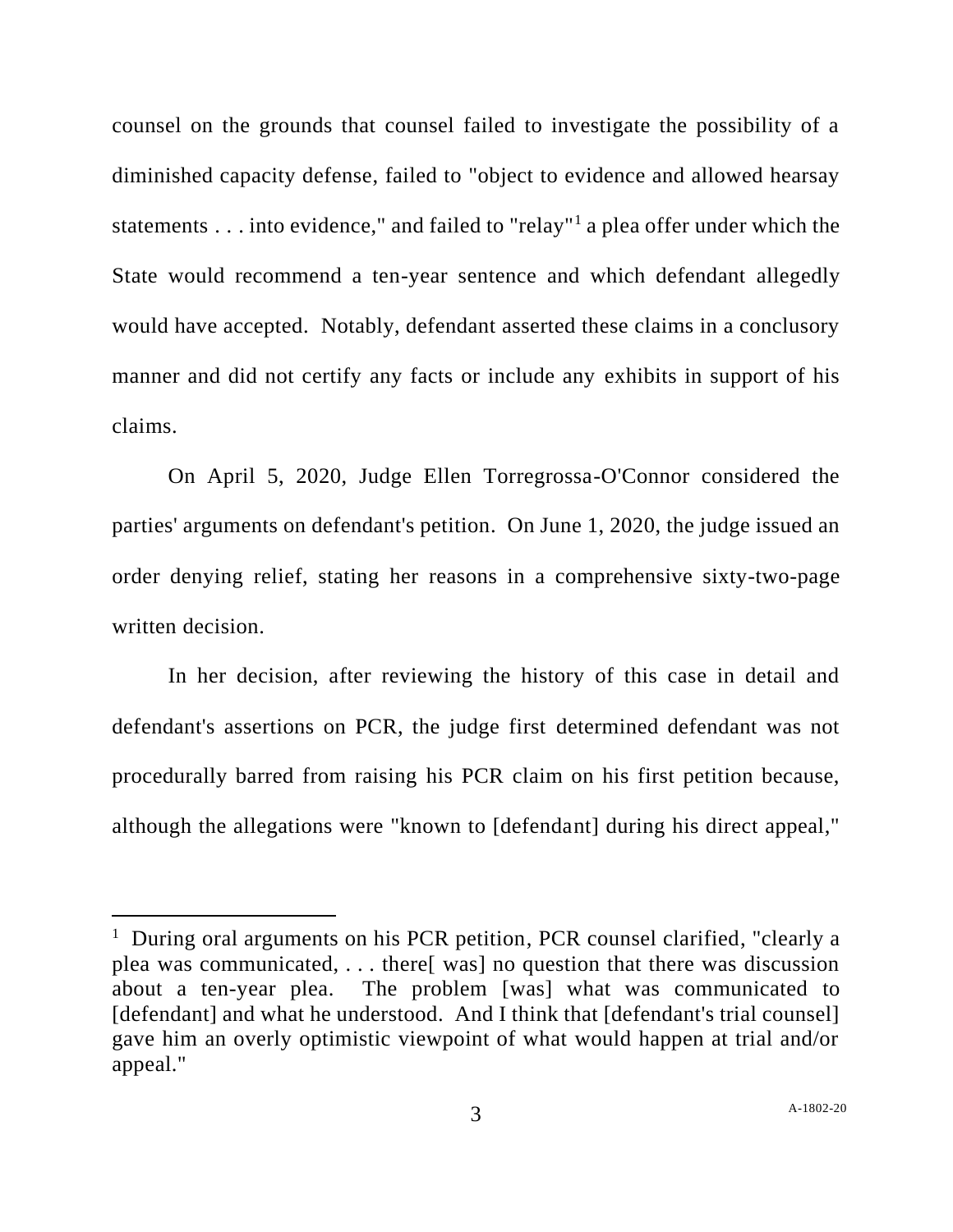counsel on the grounds that counsel failed to investigate the possibility of a diminished capacity defense, failed to "object to evidence and allowed hearsay statements . . . into evidence," and failed to "relay"[1] a plea offer under which the State would recommend a ten-year sentence and which defendant allegedly would have accepted. Notably, defendant asserted these claims in a conclusory manner and did not certify any facts or include any exhibits in support of his claims.

On April 5, 2020, Judge Ellen Torregrossa-O'Connor considered the parties' arguments on defendant's petition. On June 1, 2020, the judge issued an order denying relief, stating her reasons in a comprehensive sixty-two-page written decision.

In her decision, after reviewing the history of this case in detail and defendant's assertions on PCR, the judge first determined defendant was not procedurally barred from raising his PCR claim on his first petition because, although the allegations were "known to [defendant] during his direct appeal,"

---

[1] During oral arguments on his PCR petition, PCR counsel clarified, "clearly a plea was communicated, . . . there[ was] no question that there was discussion about a ten-year plea. The problem [was] what was communicated to [defendant] and what he understood. And I think that [defendant's trial counsel] gave him an overly optimistic viewpoint of what would happen at trial and/or appeal."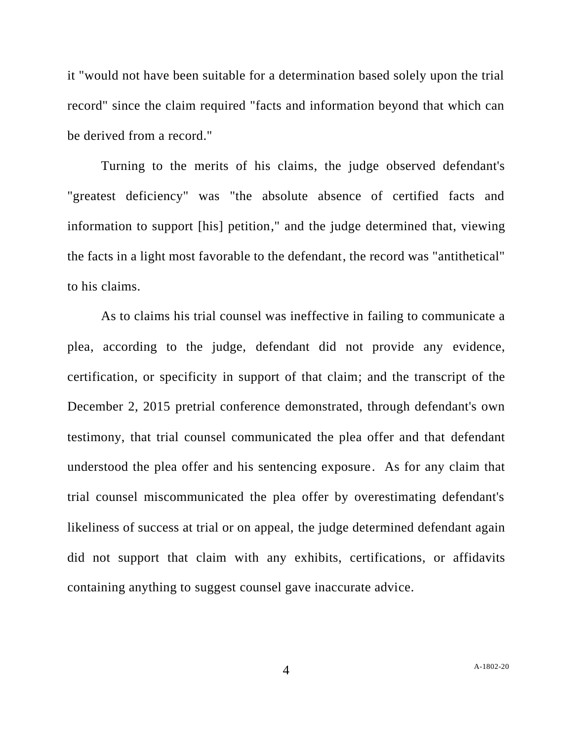it "would not have been suitable for a determination based solely upon the trial record" since the claim required "facts and information beyond that which can be derived from a record."

Turning to the merits of his claims, the judge observed defendant's "greatest deficiency" was "the absolute absence of certified facts and information to support [his] petition," and the judge determined that, viewing the facts in a light most favorable to the defendant, the record was "antithetical" to his claims.

As to claims his trial counsel was ineffective in failing to communicate a plea, according to the judge, defendant did not provide any evidence, certification, or specificity in support of that claim; and the transcript of the December 2, 2015 pretrial conference demonstrated, through defendant's own testimony, that trial counsel communicated the plea offer and that defendant understood the plea offer and his sentencing exposure. As for any claim that trial counsel miscommunicated the plea offer by overestimating defendant's likeliness of success at trial or on appeal, the judge determined defendant again did not support that claim with any exhibits, certifications, or affidavits containing anything to suggest counsel gave inaccurate advice.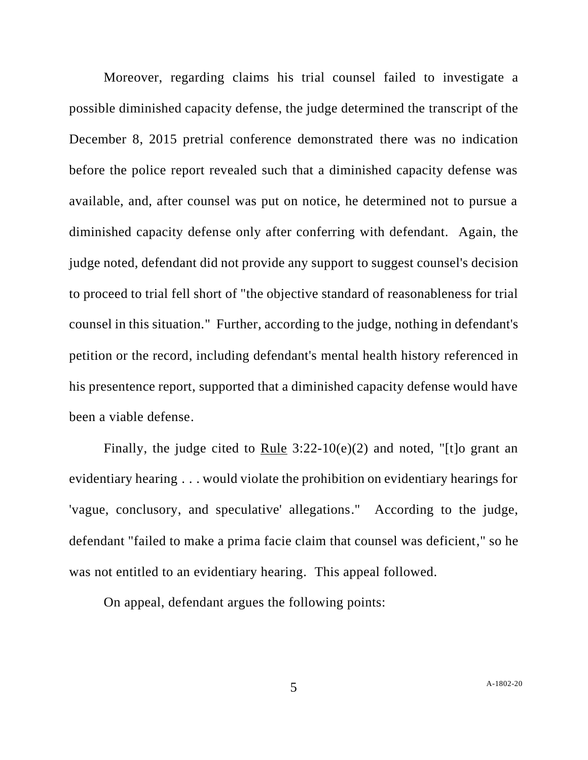Moreover, regarding claims his trial counsel failed to investigate a possible diminished capacity defense, the judge determined the transcript of the December 8, 2015 pretrial conference demonstrated there was no indication before the police report revealed such that a diminished capacity defense was available, and, after counsel was put on notice, he determined not to pursue a diminished capacity defense only after conferring with defendant. Again, the judge noted, defendant did not provide any support to suggest counsel's decision to proceed to trial fell short of "the objective standard of reasonableness for trial counsel in this situation." Further, according to the judge, nothing in defendant's petition or the record, including defendant's mental health history referenced in his presentence report, supported that a diminished capacity defense would have been a viable defense.

Finally, the judge cited to Rule 3:22-10(e)(2) and noted, "[t]o grant an evidentiary hearing . . . would violate the prohibition on evidentiary hearings for 'vague, conclusory, and speculative' allegations." According to the judge, defendant "failed to make a prima facie claim that counsel was deficient," so he was not entitled to an evidentiary hearing. This appeal followed.

On appeal, defendant argues the following points: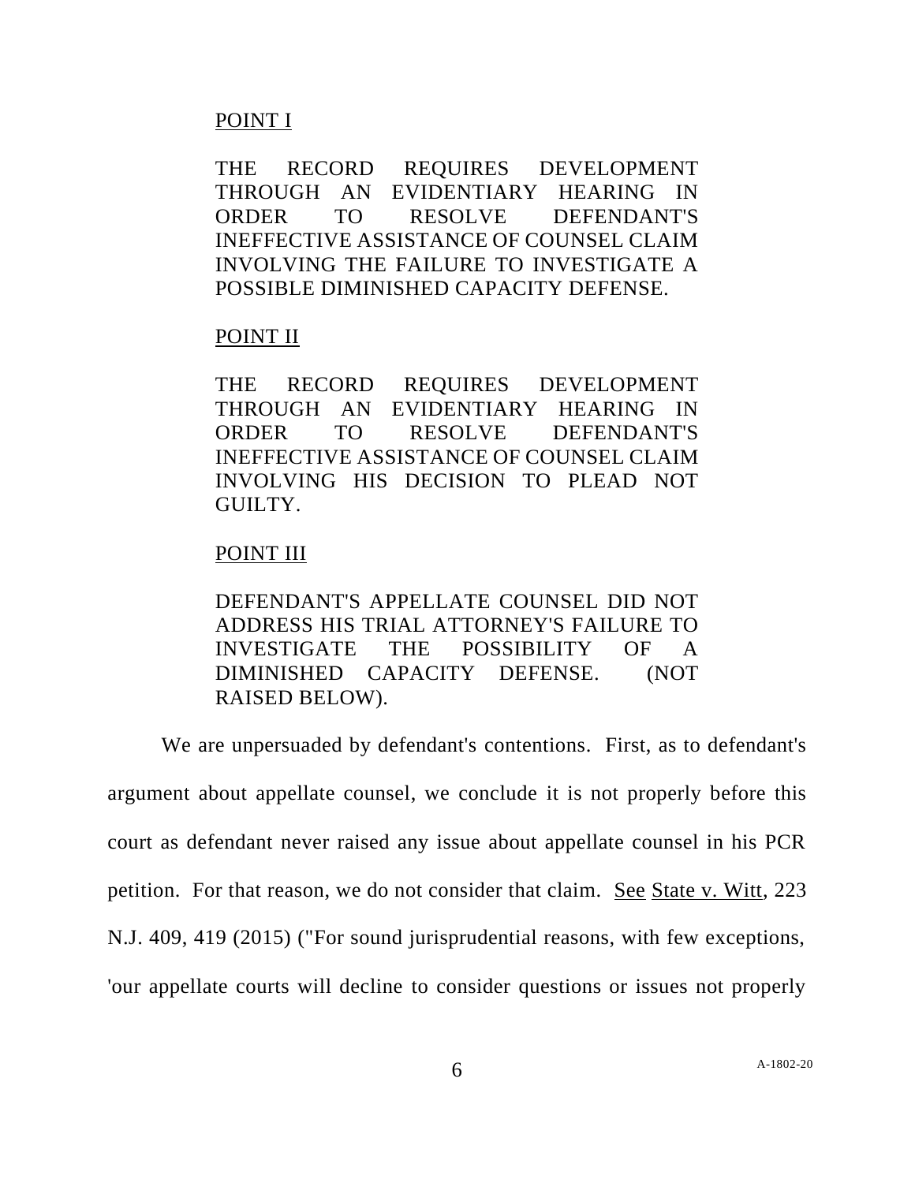POINT I

THE RECORD REQUIRES DEVELOPMENT THROUGH AN EVIDENTIARY HEARING IN ORDER TO RESOLVE DEFENDANT'S INEFFECTIVE ASSISTANCE OF COUNSEL CLAIM INVOLVING THE FAILURE TO INVESTIGATE A POSSIBLE DIMINISHED CAPACITY DEFENSE.

POINT II

THE RECORD REQUIRES DEVELOPMENT THROUGH AN EVIDENTIARY HEARING IN ORDER TO RESOLVE DEFENDANT'S INEFFECTIVE ASSISTANCE OF COUNSEL CLAIM INVOLVING HIS DECISION TO PLEAD NOT GUILTY.

POINT III

DEFENDANT'S APPELLATE COUNSEL DID NOT ADDRESS HIS TRIAL ATTORNEY'S FAILURE TO INVESTIGATE THE POSSIBILITY OF A DIMINISHED CAPACITY DEFENSE. (NOT RAISED BELOW).

We are unpersuaded by defendant's contentions. First, as to defendant's argument about appellate counsel, we conclude it is not properly before this court as defendant never raised any issue about appellate counsel in his PCR petition. For that reason, we do not consider that claim. See State v. Witt, 223 N.J. 409, 419 (2015) ("For sound jurisprudential reasons, with few exceptions, 'our appellate courts will decline to consider questions or issues not properly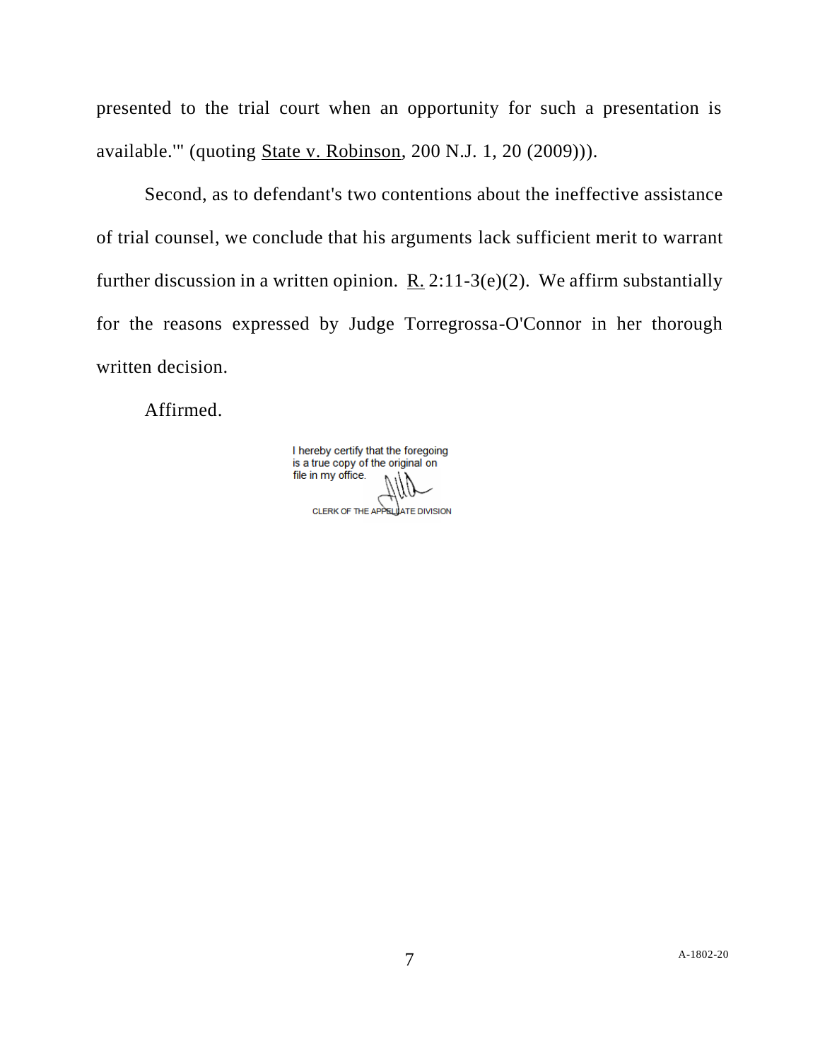presented to the trial court when an opportunity for such a presentation is available.'" (quoting State v. Robinson, 200 N.J. 1, 20 (2009))).

Second, as to defendant's two contentions about the ineffective assistance of trial counsel, we conclude that his arguments lack sufficient merit to warrant further discussion in a written opinion. R. 2:11-3(e)(2). We affirm substantially for the reasons expressed by Judge Torregrossa-O'Connor in her thorough written decision.

Affirmed.

I hereby certify that the foregoing is a true copy of the original on file in my office.

CLERK OF THE APPELLATE DIVISION

A-1802-20